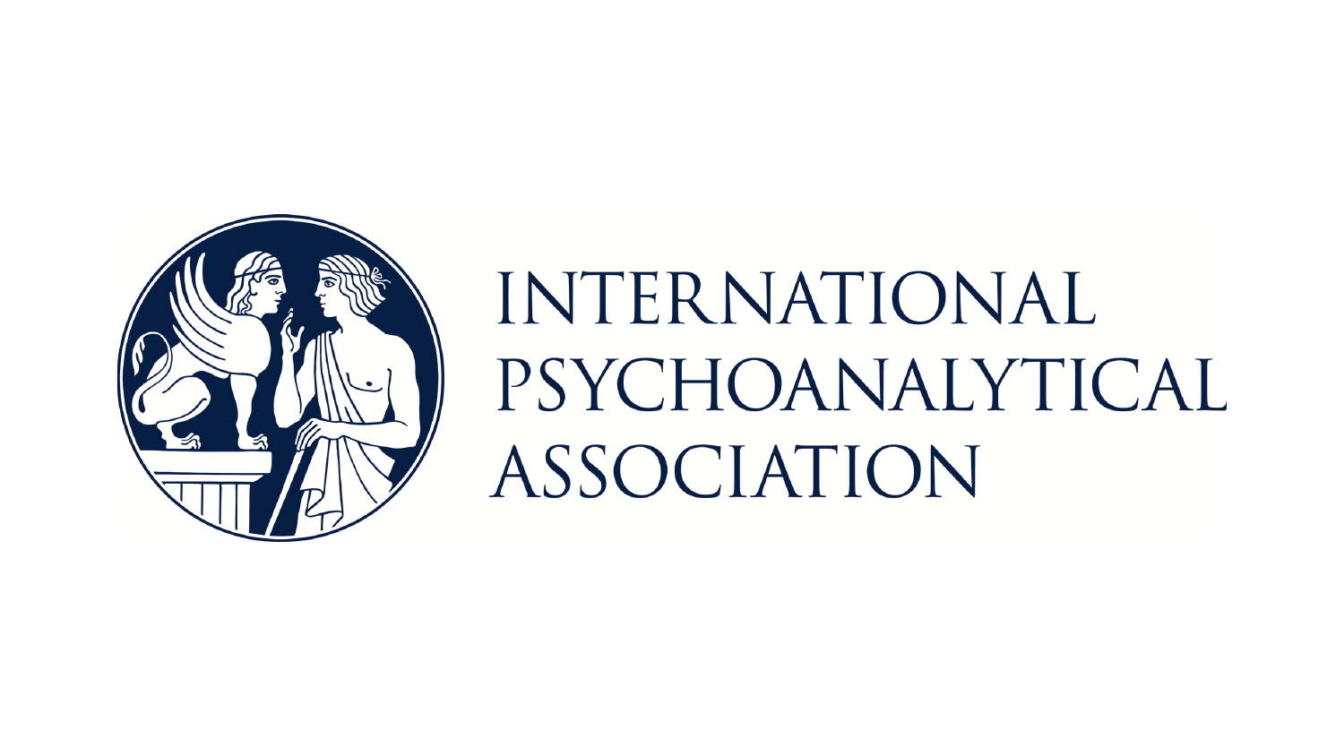INTERNATIONAL PSYCHOANALYTICAL ASSOCIATION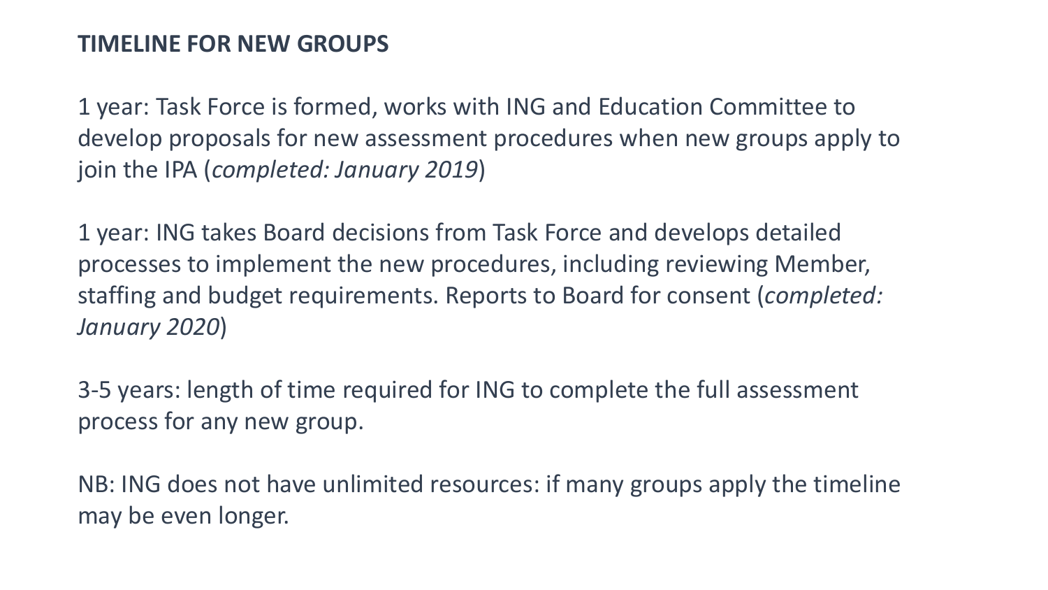**TIMELINE FOR NEW GROUPS**

1 year: Task Force is formed, works with ING and Education Committee to develop proposals for new assessment procedures when new groups apply to join the IPA (*completed: January 2019*)

1 year: ING takes Board decisions from Task Force and develops detailed processes to implement the new procedures, including reviewing Member, staffing and budget requirements. Reports to Board for consent (*completed: January 2020*)

3-5 years: length of time required for ING to complete the full assessment process for any new group.

NB: ING does not have unlimited resources: if many groups apply the timeline may be even longer.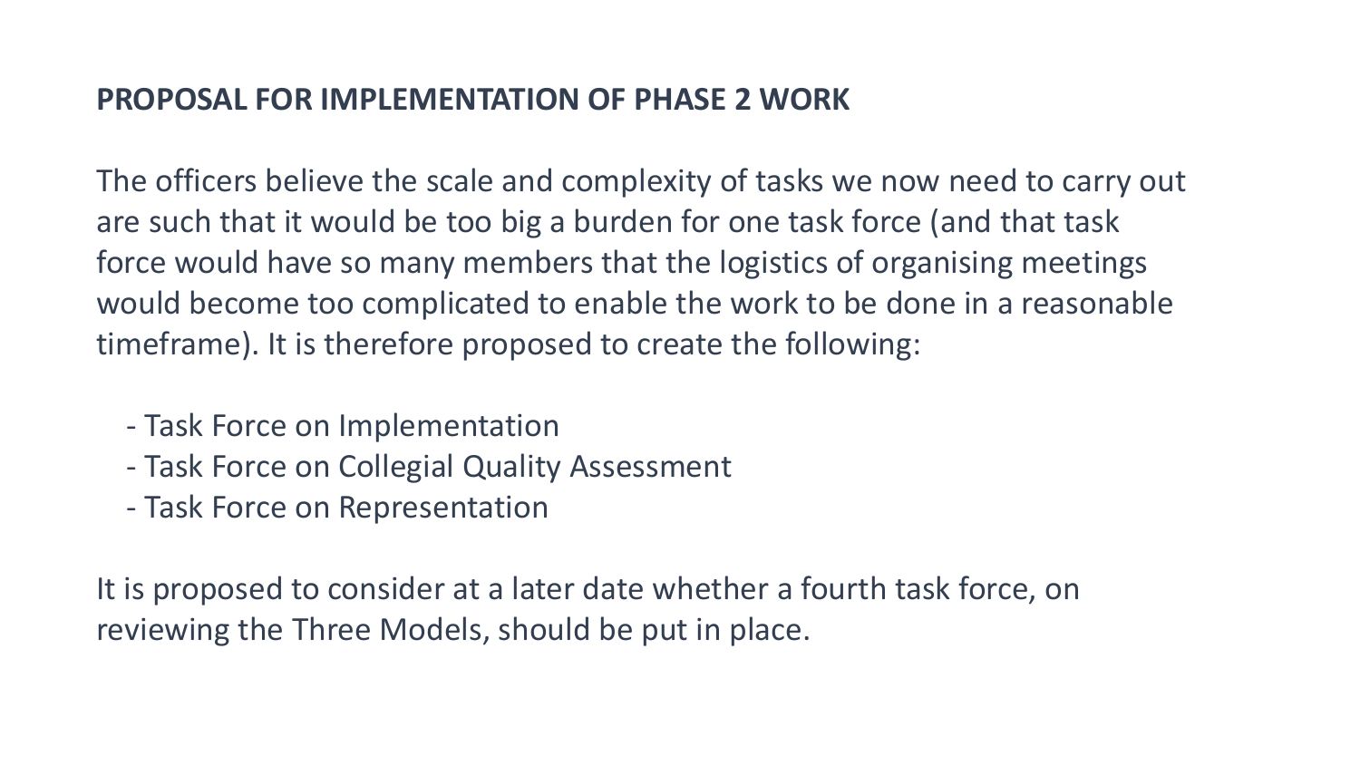## PROPOSAL FOR IMPLEMENTATION OF PHASE 2 WORK

The officers believe the scale and complexity of tasks we now need to carry out are such that it would be too big a burden for one task force (and that task force would have so many members that the logistics of organising meetings would become too complicated to enable the work to be done in a reasonable timeframe). It is therefore proposed to create the following:

- Task Force on Implementation
- Task Force on Collegial Quality Assessment
- Task Force on Representation

It is proposed to consider at a later date whether a fourth task force, on reviewing the Three Models, should be put in place.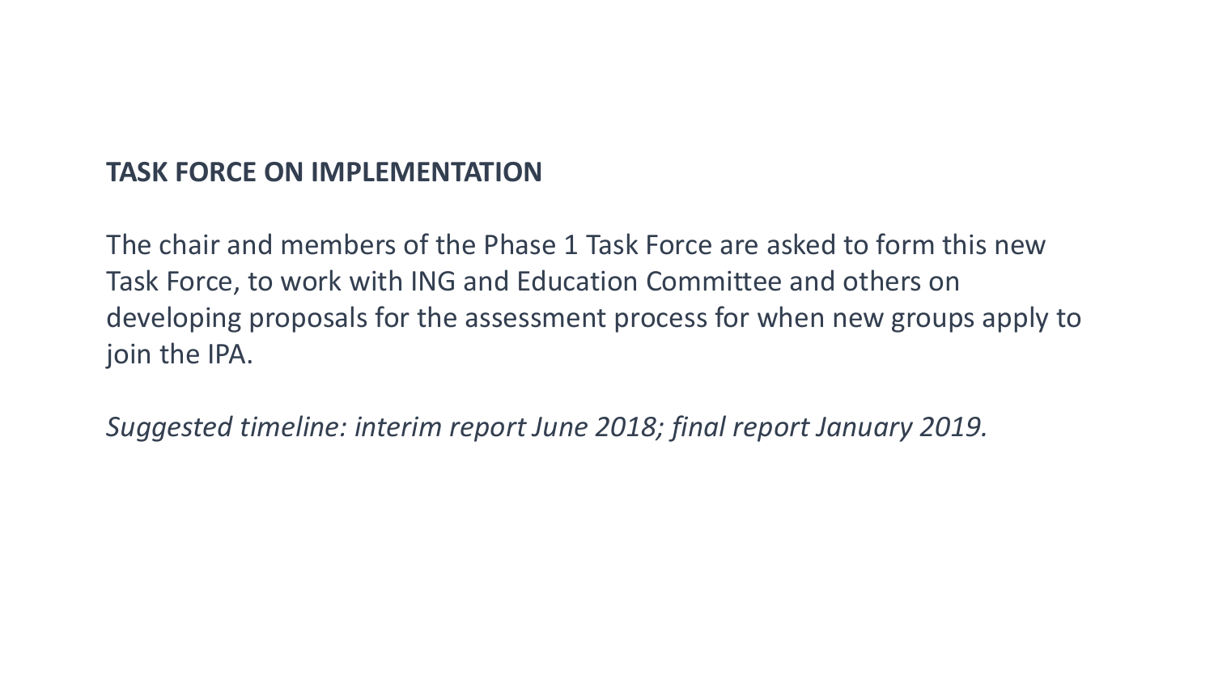## TASK FORCE ON IMPLEMENTATION

The chair and members of the Phase 1 Task Force are asked to form this new Task Force, to work with ING and Education Committee and others on developing proposals for the assessment process for when new groups apply to join the IPA.

*Suggested timeline: interim report June 2018; final report January 2019.*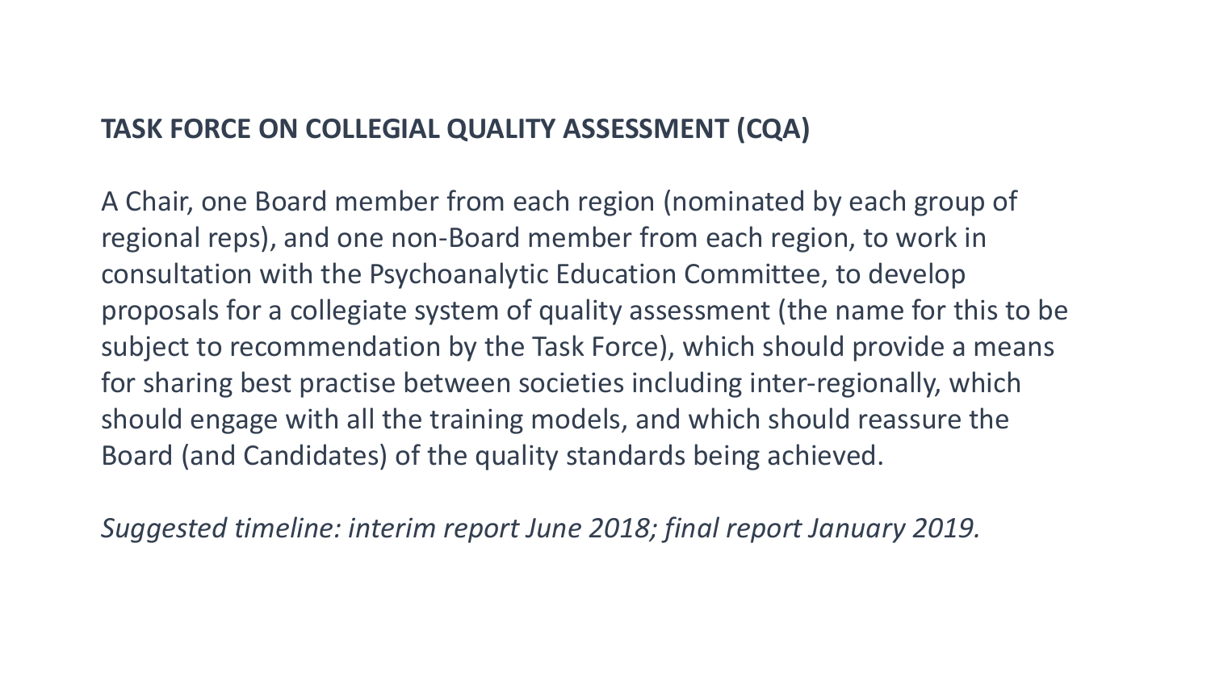**TASK FORCE ON COLLEGIAL QUALITY ASSESSMENT (CQA)**

A Chair, one Board member from each region (nominated by each group of regional reps), and one non-Board member from each region, to work in consultation with the Psychoanalytic Education Committee, to develop proposals for a collegiate system of quality assessment (the name for this to be subject to recommendation by the Task Force), which should provide a means for sharing best practise between societies including inter-regionally, which should engage with all the training models, and which should reassure the Board (and Candidates) of the quality standards being achieved.

*Suggested timeline: interim report June 2018; final report January 2019.*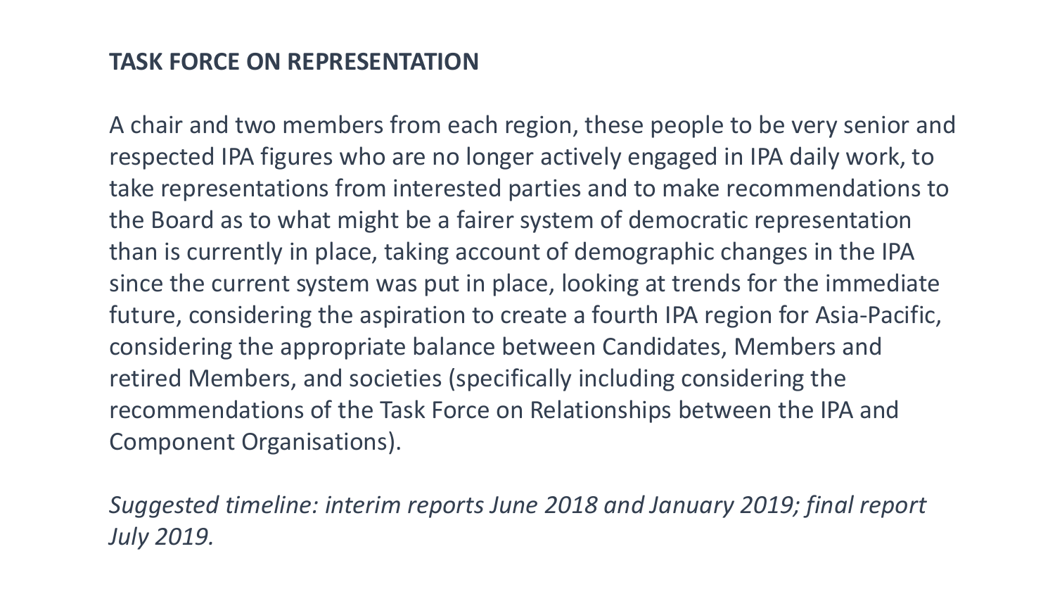## TASK FORCE ON REPRESENTATION

A chair and two members from each region, these people to be very senior and respected IPA figures who are no longer actively engaged in IPA daily work, to take representations from interested parties and to make recommendations to the Board as to what might be a fairer system of democratic representation than is currently in place, taking account of demographic changes in the IPA since the current system was put in place, looking at trends for the immediate future, considering the aspiration to create a fourth IPA region for Asia-Pacific, considering the appropriate balance between Candidates, Members and retired Members, and societies (specifically including considering the recommendations of the Task Force on Relationships between the IPA and Component Organisations).

*Suggested timeline: interim reports June 2018 and January 2019; final report July 2019.*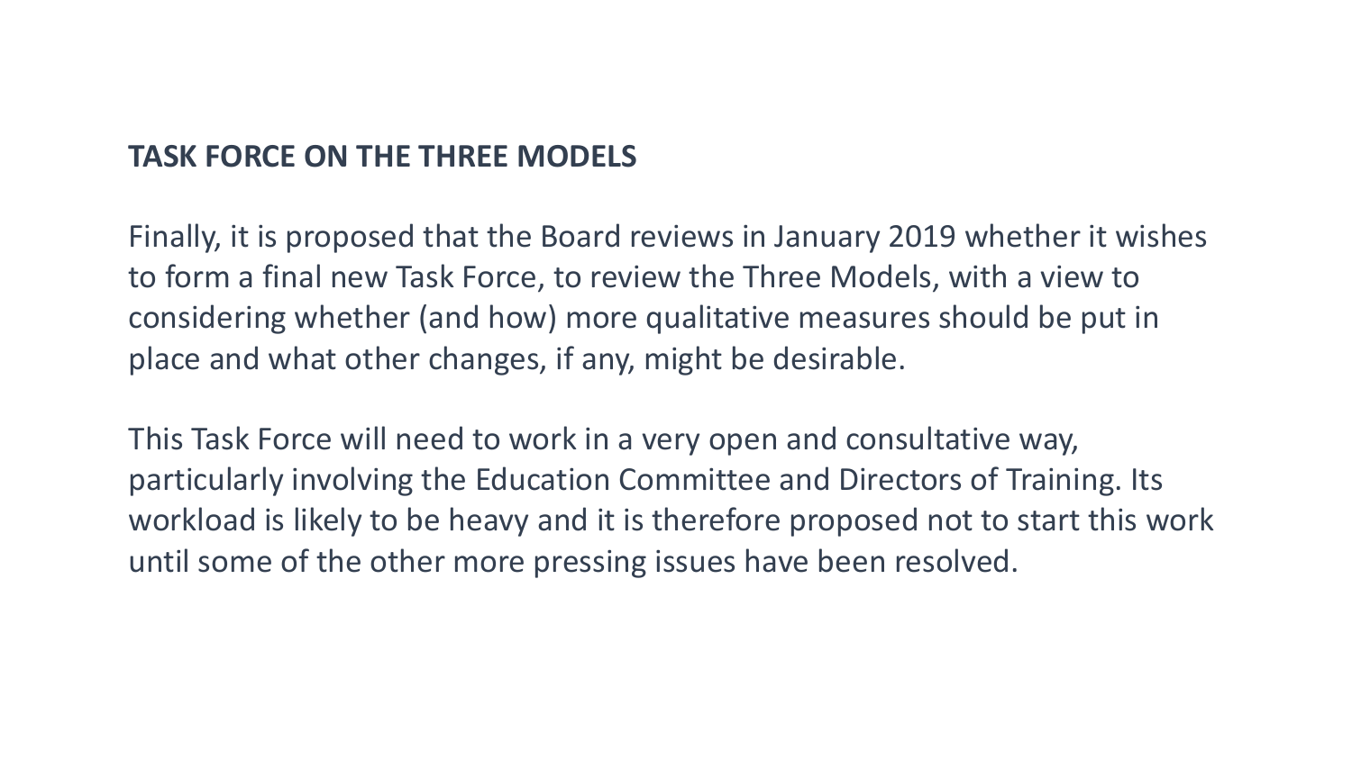## TASK FORCE ON THE THREE MODELS

Finally, it is proposed that the Board reviews in January 2019 whether it wishes to form a final new Task Force, to review the Three Models, with a view to considering whether (and how) more qualitative measures should be put in place and what other changes, if any, might be desirable.

This Task Force will need to work in a very open and consultative way, particularly involving the Education Committee and Directors of Training. Its workload is likely to be heavy and it is therefore proposed not to start this work until some of the other more pressing issues have been resolved.